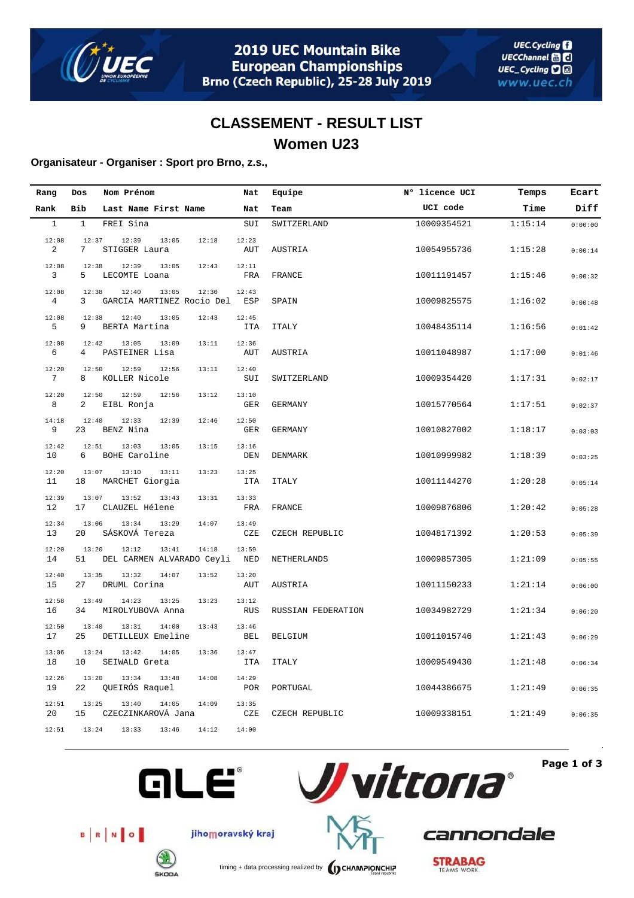# 2019 UEC Mountain Bike European Championships

Brno (Czech Republic), 25-28 July 2019

## CLASSEMENT - RESULT LIST

## Women U23

**Organisateur - Organiser : Sport pro Brno, z.s.,**

| Rang<br>Rank | Dos<br>Bib | Nom Prénom<br>Last Name First Name | Nat<br>Nat | Equipe<br>Team | N° licence UCI<br>UCI code | Temps<br>Time | Ecart<br>Diff |
|---|---|---|---|---|---|---|---|
| 1 | 1 | FREI Sina | SUI | SWITZERLAND | 10009354521 | 1:15:14 | 0:00:00 |
| | | 12:08 12:37 12:39 13:05 12:18 12:23 | | | | | |
| 2 | 7 | STIGGER Laura | AUT | AUSTRIA | 10054955736 | 1:15:28 | 0:00:14 |
| | | 12:08 12:38 12:39 13:05 12:43 12:11 | | | | | |
| 3 | 5 | LECOMTE Loana | FRA | FRANCE | 10011191457 | 1:15:46 | 0:00:32 |
| | | 12:08 12:38 12:40 13:05 12:30 12:43 | | | | | |
| 4 | 3 | GARCIA MARTINEZ Rocio Del | ESP | SPAIN | 10009825575 | 1:16:02 | 0:00:48 |
| | | 12:08 12:38 12:40 13:05 12:43 12:45 | | | | | |
| 5 | 9 | BERTA Martina | ITA | ITALY | 10048435114 | 1:16:56 | 0:01:42 |
| | | 12:08 12:42 13:05 13:09 13:11 12:36 | | | | | |
| 6 | 4 | PASTEINER Lisa | AUT | AUSTRIA | 10011048987 | 1:17:00 | 0:01:46 |
| | | 12:20 12:50 12:59 12:56 13:11 12:40 | | | | | |
| 7 | 8 | KOLLER Nicole | SUI | SWITZERLAND | 10009354420 | 1:17:31 | 0:02:17 |
| | | 12:20 12:50 12:59 12:56 13:12 13:10 | | | | | |
| 8 | 2 | EIBL Ronja | GER | GERMANY | 10015770564 | 1:17:51 | 0:02:37 |
| | | 14:18 12:40 12:33 12:39 12:46 12:50 | | | | | |
| 9 | 23 | BENZ Nina | GER | GERMANY | 10010827002 | 1:18:17 | 0:03:03 |
| | | 12:42 12:51 13:03 13:05 13:15 13:16 | | | | | |
| 10 | 6 | BOHE Caroline | DEN | DENMARK | 10010999982 | 1:18:39 | 0:03:25 |
| | | 12:20 13:07 13:10 13:11 13:23 13:25 | | | | | |
| 11 | 18 | MARCHET Giorgia | ITA | ITALY | 10011144270 | 1:20:28 | 0:05:14 |
| | | 12:39 13:07 13:52 13:43 13:31 13:33 | | | | | |
| 12 | 17 | CLAUZEL Hélene | FRA | FRANCE | 10009876806 | 1:20:42 | 0:05:28 |
| | | 12:34 13:06 13:34 13:29 14:07 13:49 | | | | | |
| 13 | 20 | SÁSKOVÁ Tereza | CZE | CZECH REPUBLIC | 10048171392 | 1:20:53 | 0:05:39 |
| | | 12:20 13:20 13:12 13:41 14:18 13:59 | | | | | |
| 14 | 51 | DEL CARMEN ALVARADO Ceyli | NED | NETHERLANDS | 10009857305 | 1:21:09 | 0:05:55 |
| | | 12:40 13:35 13:32 14:07 13:52 13:20 | | | | | |
| 15 | 27 | DRUML Corina | AUT | AUSTRIA | 10011150233 | 1:21:14 | 0:06:00 |
| | | 12:58 13:49 14:23 13:25 13:23 13:12 | | | | | |
| 16 | 34 | MIROLYUBOVA Anna | RUS | RUSSIAN FEDERATION | 10034982729 | 1:21:34 | 0:06:20 |
| | | 12:50 13:40 13:31 14:00 13:43 13:46 | | | | | |
| 17 | 25 | DETILLEUX Emeline | BEL | BELGIUM | 10011015746 | 1:21:43 | 0:06:29 |
| | | 13:06 13:24 13:42 14:05 13:36 13:47 | | | | | |
| 18 | 10 | SEIWALD Greta | ITA | ITALY | 10009549430 | 1:21:48 | 0:06:34 |
| | | 12:26 13:20 13:34 13:48 14:08 14:29 | | | | | |
| 19 | 22 | QUEIRÓS Raquel | POR | PORTUGAL | 10044386675 | 1:21:49 | 0:06:35 |
| | | 12:51 13:25 13:40 14:05 14:09 13:35 | | | | | |
| 20 | 15 | CZECZINKAROVÁ Jana | CZE | CZECH REPUBLIC | 10009338151 | 1:21:49 | 0:06:35 |
| | | 12:51 13:24 13:33 13:46 14:12 14:00 | | | | | |

timing + data processing realized by CHAMPIONCHIP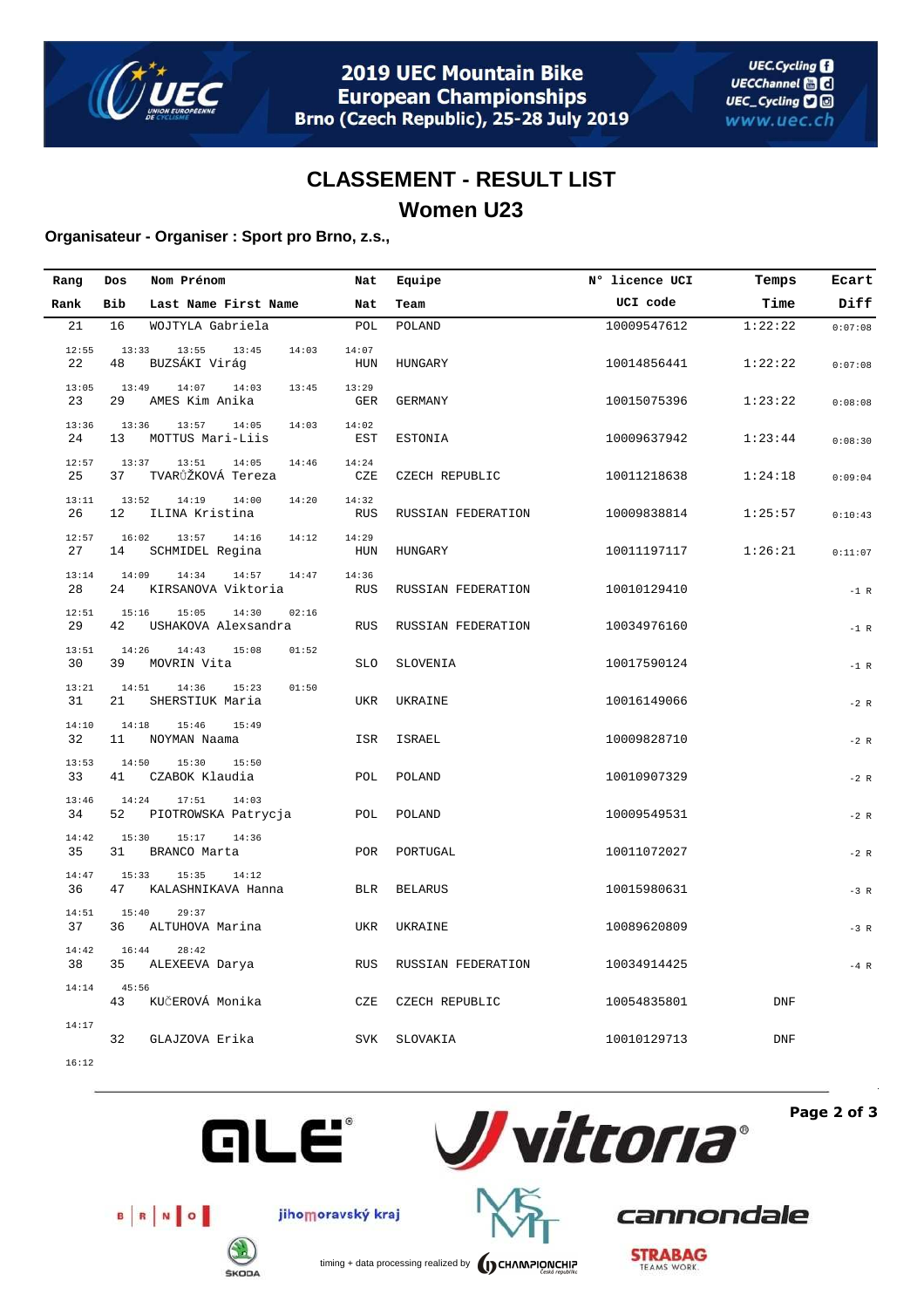# CLASSEMENT - RESULT LIST

## Women U23

**Organisateur - Organiser : Sport pro Brno, z.s.,**

| Rang / Rank | Dos / Bib | Nom Prénom / Last Name First Name | Nat | Equipe / Team | N° licence UCI / UCI code | Temps / Time | Ecart / Diff | Laps |
|---|---|---|---|---|---|---|---|---|
| 21 | 16 | WOJTYLA Gabriela | POL | POLAND | 10009547612 | 1:22:22 | 0:07:08 | 12:55 13:33 13:55 13:45 14:03 14:07 |
| 22 | 48 | BUZSÁKI Virág | HUN | HUNGARY | 10014856441 | 1:22:22 | 0:07:08 | 13:05 13:49 14:07 14:03 13:45 13:29 |
| 23 | 29 | AMES Kim Anika | GER | GERMANY | 10015075396 | 1:23:22 | 0:08:08 | 13:36 13:36 13:57 14:05 14:03 14:02 |
| 24 | 13 | MOTTUS Mari-Liis | EST | ESTONIA | 10009637942 | 1:23:44 | 0:08:30 | 12:57 13:37 13:51 14:05 14:46 14:24 |
| 25 | 37 | TVARŮŽKOVÁ Tereza | CZE | CZECH REPUBLIC | 10011218638 | 1:24:18 | 0:09:04 | 13:11 13:52 14:19 14:00 14:20 14:32 |
| 26 | 12 | ILINA Kristina | RUS | RUSSIAN FEDERATION | 10009838814 | 1:25:57 | 0:10:43 | 12:57 16:02 13:57 14:16 14:12 14:29 |
| 27 | 14 | SCHMIDEL Regina | HUN | HUNGARY | 10011197117 | 1:26:21 | 0:11:07 | 13:14 14:09 14:34 14:57 14:47 14:36 |
| 28 | 24 | KIRSANOVA Viktoria | RUS | RUSSIAN FEDERATION | 10010129410 | | -1 R | 12:51 15:16 15:05 14:30 02:16 |
| 29 | 42 | USHAKOVA Alexsandra | RUS | RUSSIAN FEDERATION | 10034976160 | | -1 R | 13:51 14:26 14:43 15:08 01:52 |
| 30 | 39 | MOVRIN Vita | SLO | SLOVENIA | 10017590124 | | -1 R | 13:21 14:51 14:36 15:23 01:50 |
| 31 | 21 | SHERSTIUK Maria | UKR | UKRAINE | 10016149066 | | -2 R | 14:10 14:18 15:46 15:49 |
| 32 | 11 | NOYMAN Naama | ISR | ISRAEL | 10009828710 | | -2 R | 13:53 14:50 15:30 15:50 |
| 33 | 41 | CZABOK Klaudia | POL | POLAND | 10010907329 | | -2 R | 13:46 14:24 17:51 14:03 |
| 34 | 52 | PIOTROWSKA Patrycja | POL | POLAND | 10009549531 | | -2 R | 14:42 15:30 15:17 14:36 |
| 35 | 31 | BRANCO Marta | POR | PORTUGAL | 10011072027 | | -2 R | 14:47 15:33 15:35 14:12 |
| 36 | 47 | KALASHNIKAVA Hanna | BLR | BELARUS | 10015980631 | | -3 R | 14:51 15:40 29:37 |
| 37 | 36 | ALTUHOVA Marina | UKR | UKRAINE | 10089620809 | | -3 R | 14:42 16:44 28:42 |
| 38 | 35 | ALEXEEVA Darya | RUS | RUSSIAN FEDERATION | 10034914425 | | -4 R | 14:14 45:56 |
| | 43 | KUČEROVÁ Monika | CZE | CZECH REPUBLIC | 10054835801 | DNF | | 14:17 |
| | 32 | GLAJZOVA Erika | SVK | SLOVAKIA | 10010129713 | DNF | | 16:12 |

timing + data processing realized by CHAMPIONCHIP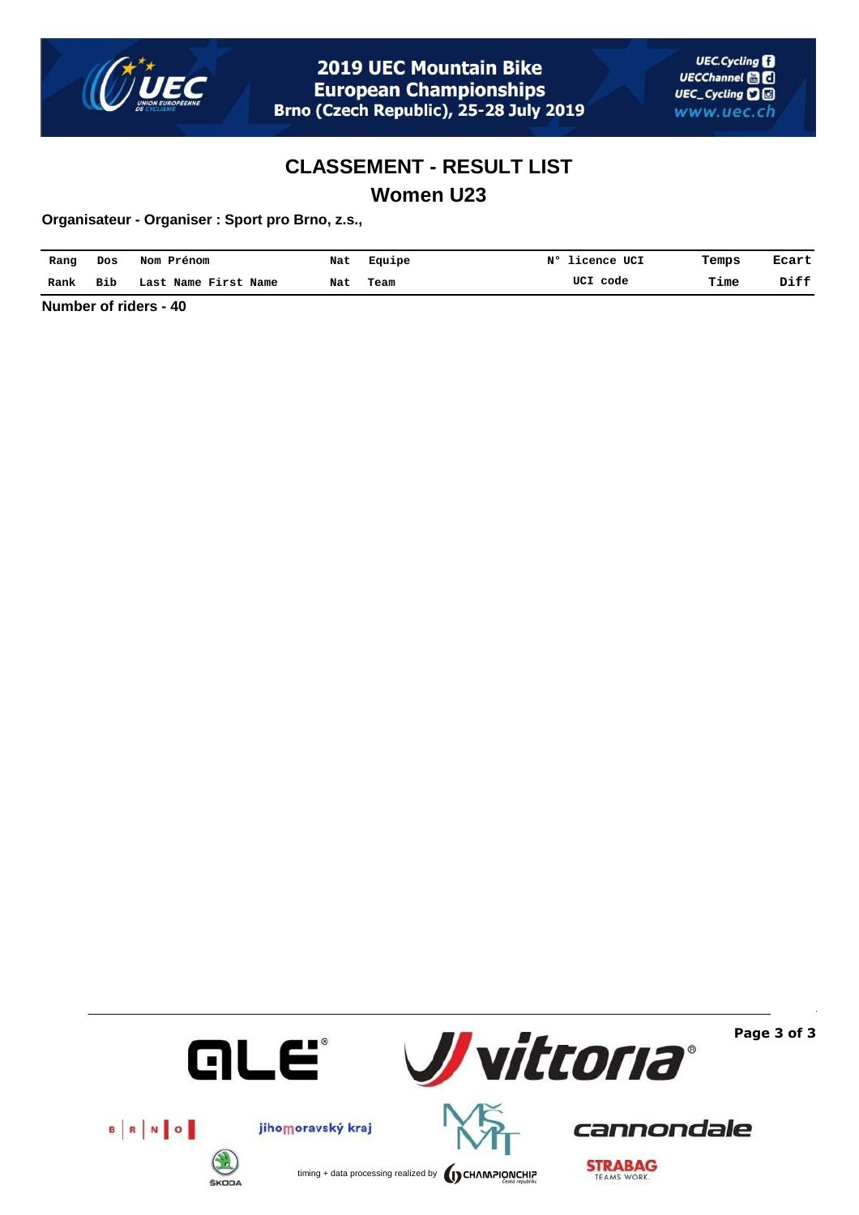2019 UEC Mountain Bike European Championships
Brno (Czech Republic), 25-28 July 2019

## CLASSEMENT - RESULT LIST

## Women U23

**Organisateur - Organiser : Sport pro Brno, z.s.,**

| Rang | Dos | Nom Prénom | Nat | Equipe | N° licence UCI | Temps | Ecart |
|---|---|---|---|---|---|---|---|
| Rank | Bib | Last Name First Name | Nat | Team | UCI code | Time | Diff |

**Number of riders - 40**

timing + data processing realized by CHAMPIONCHIP